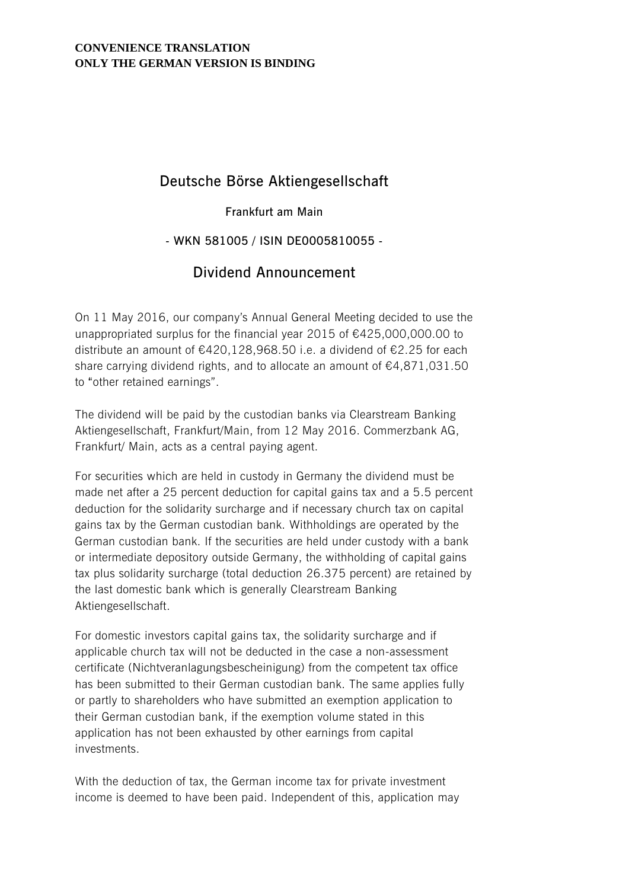**CONVENIENCE TRANSLATION**
**ONLY THE GERMAN VERSION IS BINDING**

# Deutsche Börse Aktiengesellschaft

Frankfurt am Main

- WKN 581005 / ISIN DE0005810055 -

## Dividend Announcement

On 11 May 2016, our company's Annual General Meeting decided to use the unappropriated surplus for the financial year 2015 of €425,000,000.00 to distribute an amount of €420,128,968.50 i.e. a dividend of €2.25 for each share carrying dividend rights, and to allocate an amount of €4,871,031.50 to "other retained earnings".

The dividend will be paid by the custodian banks via Clearstream Banking Aktiengesellschaft, Frankfurt/Main, from 12 May 2016. Commerzbank AG, Frankfurt/ Main, acts as a central paying agent.

For securities which are held in custody in Germany the dividend must be made net after a 25 percent deduction for capital gains tax and a 5.5 percent deduction for the solidarity surcharge and if necessary church tax on capital gains tax by the German custodian bank. Withholdings are operated by the German custodian bank. If the securities are held under custody with a bank or intermediate depository outside Germany, the withholding of capital gains tax plus solidarity surcharge (total deduction 26.375 percent) are retained by the last domestic bank which is generally Clearstream Banking Aktiengesellschaft.

For domestic investors capital gains tax, the solidarity surcharge and if applicable church tax will not be deducted in the case a non-assessment certificate (Nichtveranlagungsbescheinigung) from the competent tax office has been submitted to their German custodian bank. The same applies fully or partly to shareholders who have submitted an exemption application to their German custodian bank, if the exemption volume stated in this application has not been exhausted by other earnings from capital investments.

With the deduction of tax, the German income tax for private investment income is deemed to have been paid. Independent of this, application may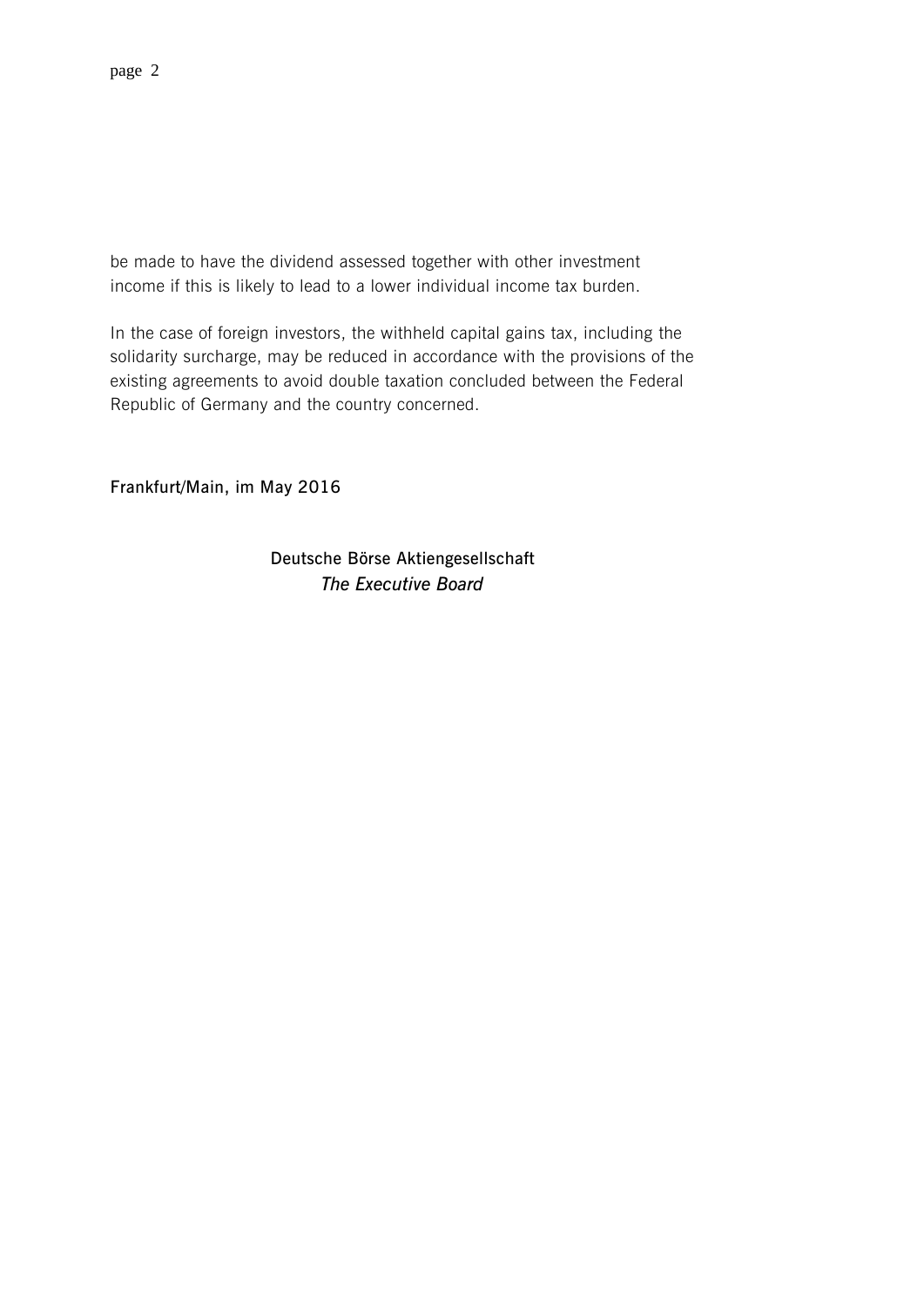be made to have the dividend assessed together with other investment income if this is likely to lead to a lower individual income tax burden.

In the case of foreign investors, the withheld capital gains tax, including the solidarity surcharge, may be reduced in accordance with the provisions of the existing agreements to avoid double taxation concluded between the Federal Republic of Germany and the country concerned.

**Frankfurt/Main, im May 2016**

**Deutsche Börse Aktiengesellschaft**
***The Executive Board***